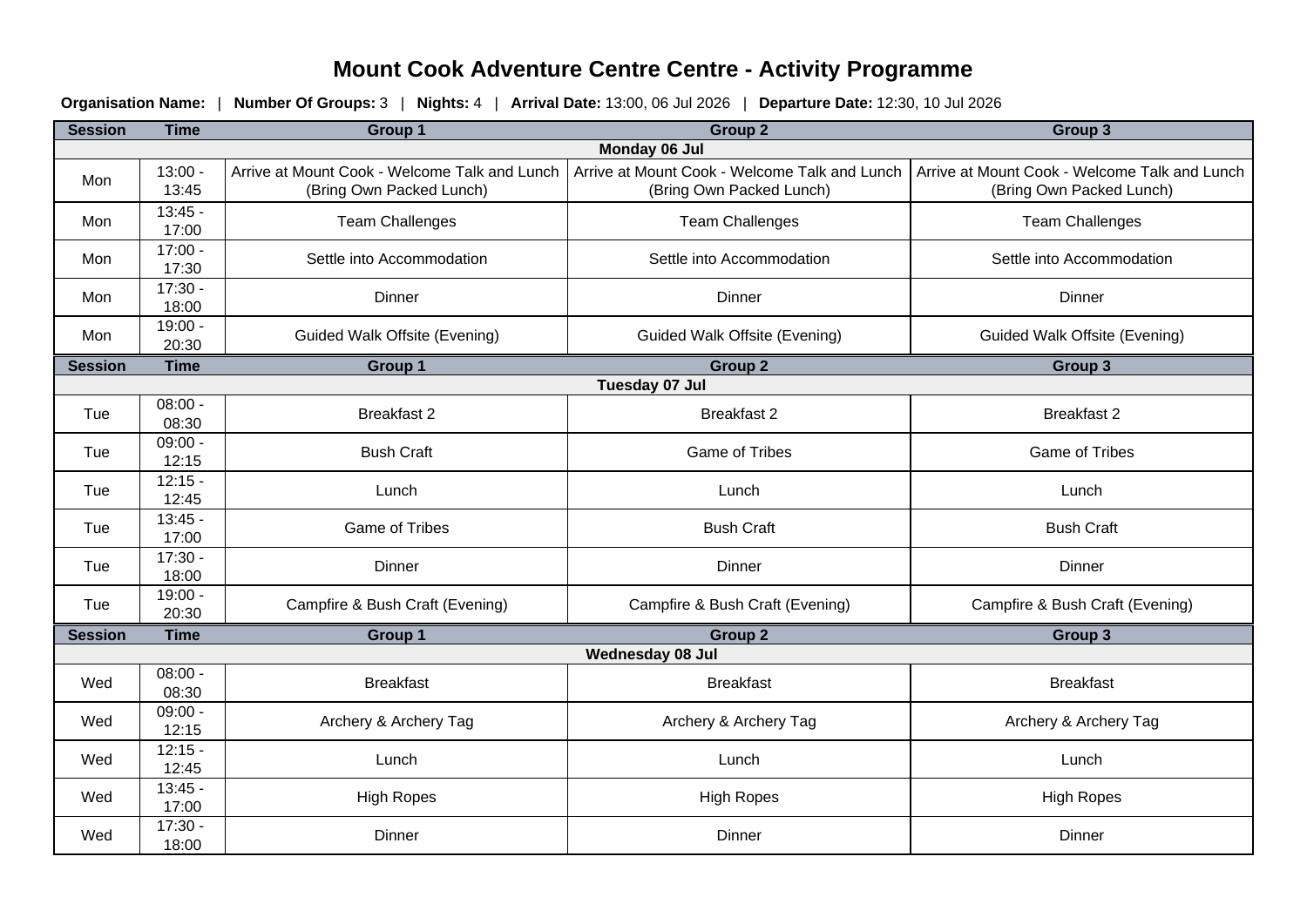# Mount Cook Adventure Centre Centre - Activity Programme

**Organisation Name:** | **Number Of Groups:** 3 | **Nights:** 4 | **Arrival Date:** 13:00, 06 Jul 2026 | **Departure Date:** 12:30, 10 Jul 2026

| Session | Time | Group 1 | Group 2 | Group 3 |
|---|---|---|---|---|
| **Monday 06 Jul** | | | | |
| Mon | 13:00 - 13:45 | Arrive at Mount Cook - Welcome Talk and Lunch (Bring Own Packed Lunch) | Arrive at Mount Cook - Welcome Talk and Lunch (Bring Own Packed Lunch) | Arrive at Mount Cook - Welcome Talk and Lunch (Bring Own Packed Lunch) |
| Mon | 13:45 - 17:00 | Team Challenges | Team Challenges | Team Challenges |
| Mon | 17:00 - 17:30 | Settle into Accommodation | Settle into Accommodation | Settle into Accommodation |
| Mon | 17:30 - 18:00 | Dinner | Dinner | Dinner |
| Mon | 19:00 - 20:30 | Guided Walk Offsite (Evening) | Guided Walk Offsite (Evening) | Guided Walk Offsite (Evening) |
| **Session** | **Time** | **Group 1** | **Group 2** | **Group 3** |
| **Tuesday 07 Jul** | | | | |
| Tue | 08:00 - 08:30 | Breakfast 2 | Breakfast 2 | Breakfast 2 |
| Tue | 09:00 - 12:15 | Bush Craft | Game of Tribes | Game of Tribes |
| Tue | 12:15 - 12:45 | Lunch | Lunch | Lunch |
| Tue | 13:45 - 17:00 | Game of Tribes | Bush Craft | Bush Craft |
| Tue | 17:30 - 18:00 | Dinner | Dinner | Dinner |
| Tue | 19:00 - 20:30 | Campfire & Bush Craft (Evening) | Campfire & Bush Craft (Evening) | Campfire & Bush Craft (Evening) |
| **Session** | **Time** | **Group 1** | **Group 2** | **Group 3** |
| **Wednesday 08 Jul** | | | | |
| Wed | 08:00 - 08:30 | Breakfast | Breakfast | Breakfast |
| Wed | 09:00 - 12:15 | Archery & Archery Tag | Archery & Archery Tag | Archery & Archery Tag |
| Wed | 12:15 - 12:45 | Lunch | Lunch | Lunch |
| Wed | 13:45 - 17:00 | High Ropes | High Ropes | High Ropes |
| Wed | 17:30 - 18:00 | Dinner | Dinner | Dinner |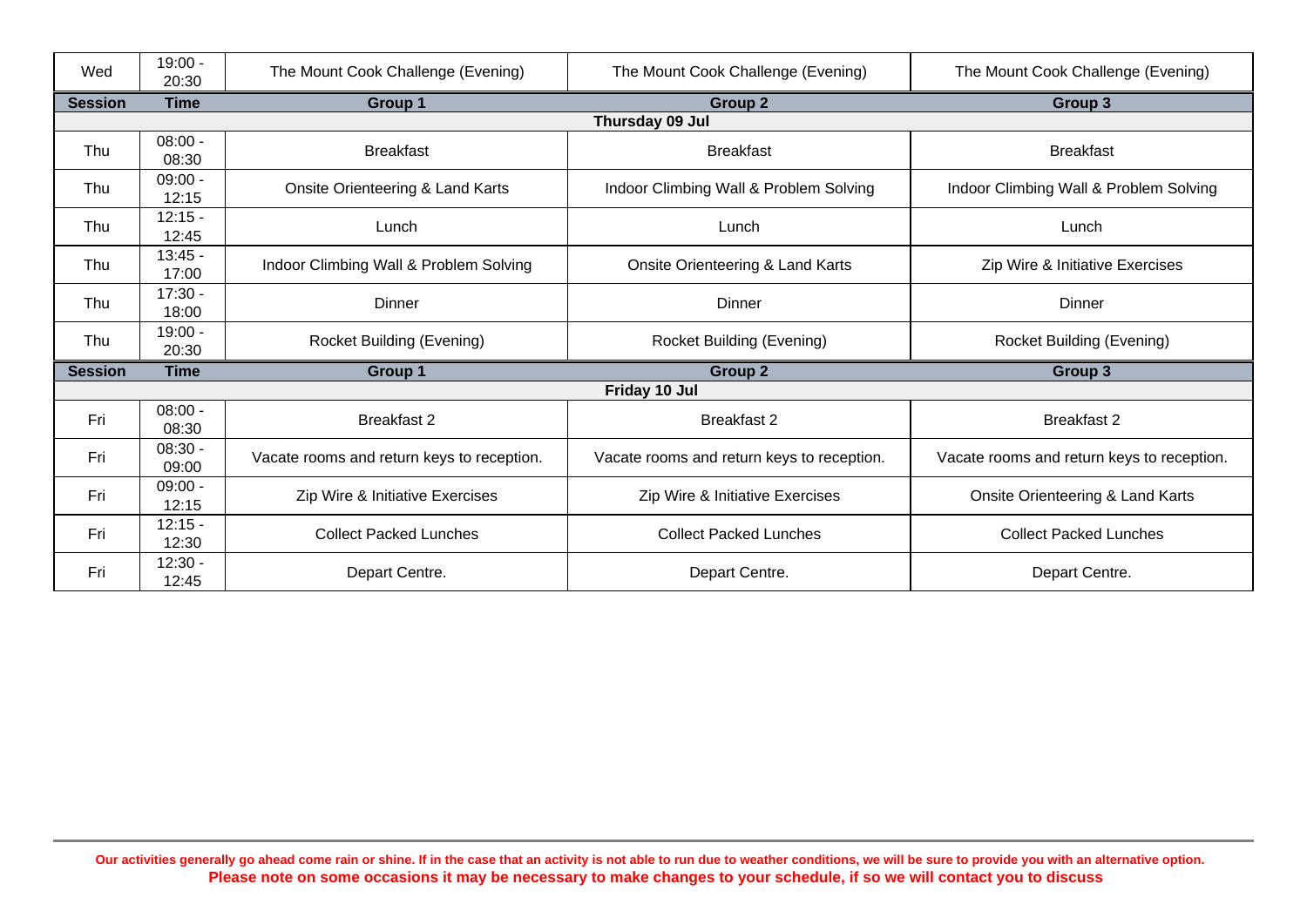| | | | | |
|---|---|---|---|---|
| Wed | 19:00 - 20:30 | The Mount Cook Challenge (Evening) | The Mount Cook Challenge (Evening) | The Mount Cook Challenge (Evening) |
| **Session** | **Time** | **Group 1** | **Group 2** | **Group 3** |
| **Thursday 09 Jul** | | | | |
| Thu | 08:00 - 08:30 | Breakfast | Breakfast | Breakfast |
| Thu | 09:00 - 12:15 | Onsite Orienteering & Land Karts | Indoor Climbing Wall & Problem Solving | Indoor Climbing Wall & Problem Solving |
| Thu | 12:15 - 12:45 | Lunch | Lunch | Lunch |
| Thu | 13:45 - 17:00 | Indoor Climbing Wall & Problem Solving | Onsite Orienteering & Land Karts | Zip Wire & Initiative Exercises |
| Thu | 17:30 - 18:00 | Dinner | Dinner | Dinner |
| Thu | 19:00 - 20:30 | Rocket Building (Evening) | Rocket Building (Evening) | Rocket Building (Evening) |
| **Session** | **Time** | **Group 1** | **Group 2** | **Group 3** |
| **Friday 10 Jul** | | | | |
| Fri | 08:00 - 08:30 | Breakfast 2 | Breakfast 2 | Breakfast 2 |
| Fri | 08:30 - 09:00 | Vacate rooms and return keys to reception. | Vacate rooms and return keys to reception. | Vacate rooms and return keys to reception. |
| Fri | 09:00 - 12:15 | Zip Wire & Initiative Exercises | Zip Wire & Initiative Exercises | Onsite Orienteering & Land Karts |
| Fri | 12:15 - 12:30 | Collect Packed Lunches | Collect Packed Lunches | Collect Packed Lunches |
| Fri | 12:30 - 12:45 | Depart Centre. | Depart Centre. | Depart Centre. |

**Our activities generally go ahead come rain or shine. If in the case that an activity is not able to run due to weather conditions, we will be sure to provide you with an alternative option.**

**Please note on some occasions it may be necessary to make changes to your schedule, if so we will contact you to discuss**